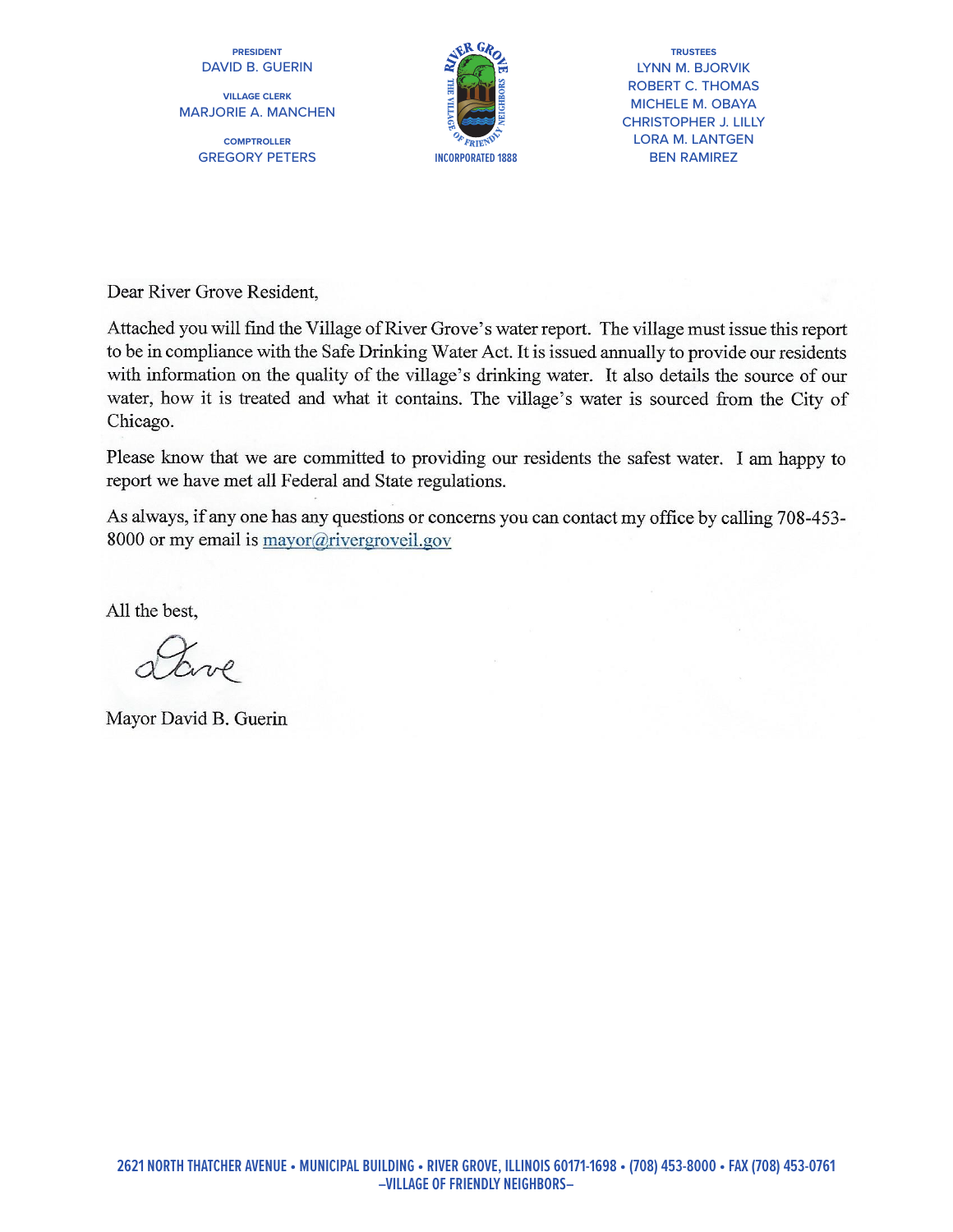PRESIDENT
DAVID B. GUERIN

VILLAGE CLERK
MARJORIE A. MANCHEN

COMPTROLLER
GREGORY PETERS

RIVER GROVE
THE VILLAGE OF FRIENDLY NEIGHBORS
INCORPORATED 1888

TRUSTEES
LYNN M. BJORVIK
ROBERT C. THOMAS
MICHELE M. OBAYA
CHRISTOPHER J. LILLY
LORA M. LANTGEN
BEN RAMIREZ

Dear River Grove Resident,

Attached you will find the Village of River Grove's water report. The village must issue this report to be in compliance with the Safe Drinking Water Act. It is issued annually to provide our residents with information on the quality of the village's drinking water. It also details the source of our water, how it is treated and what it contains. The village's water is sourced from the City of Chicago.

Please know that we are committed to providing our residents the safest water. I am happy to report we have met all Federal and State regulations.

As always, if any one has any questions or concerns you can contact my office by calling 708-453-8000 or my email is mayor@rivergroveil.gov

All the best,

Dave

Mayor David B. Guerin

2621 NORTH THATCHER AVENUE • MUNICIPAL BUILDING • RIVER GROVE, ILLINOIS 60171-1698 • (708) 453-8000 • FAX (708) 453-0761
–VILLAGE OF FRIENDLY NEIGHBORS–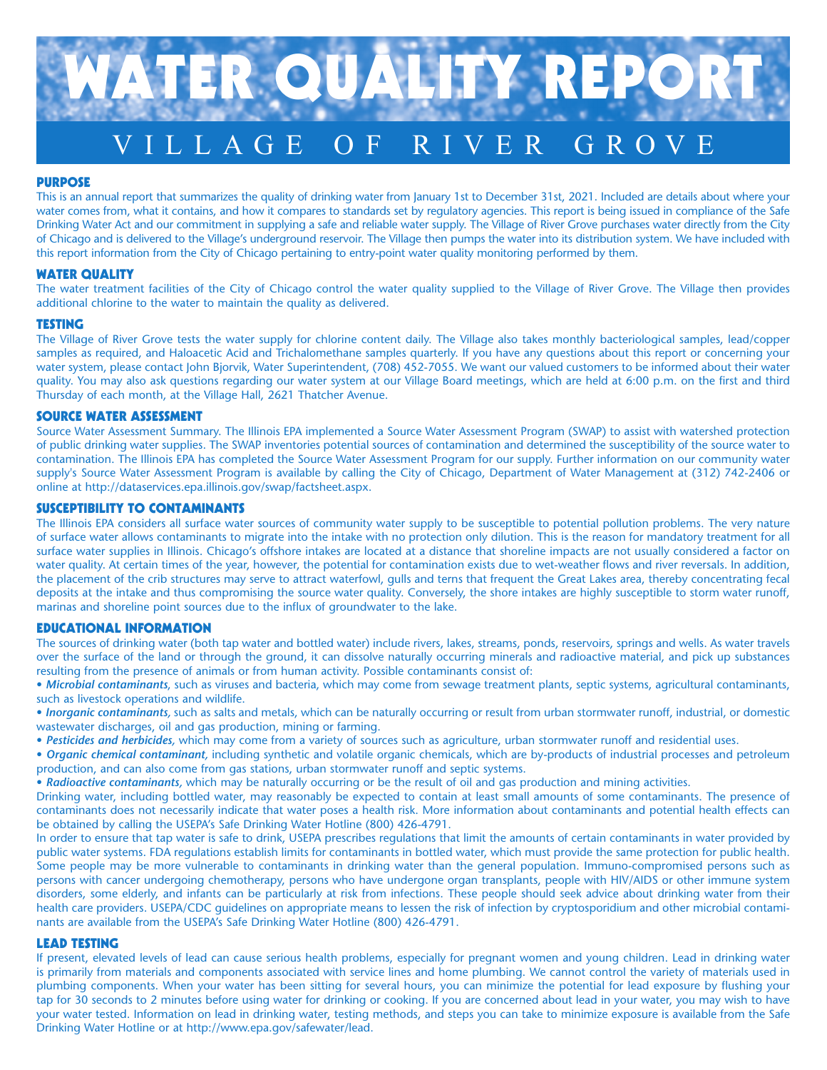# WATER QUALITY REPORT

## VILLAGE OF RIVER GROVE

### PURPOSE

This is an annual report that summarizes the quality of drinking water from January 1st to December 31st, 2021. Included are details about where your water comes from, what it contains, and how it compares to standards set by regulatory agencies. This report is being issued in compliance of the Safe Drinking Water Act and our commitment in supplying a safe and reliable water supply. The Village of River Grove purchases water directly from the City of Chicago and is delivered to the Village's underground reservoir. The Village then pumps the water into its distribution system. We have included with this report information from the City of Chicago pertaining to entry-point water quality monitoring performed by them.

### WATER QUALITY

The water treatment facilities of the City of Chicago control the water quality supplied to the Village of River Grove. The Village then provides additional chlorine to the water to maintain the quality as delivered.

### TESTING

The Village of River Grove tests the water supply for chlorine content daily. The Village also takes monthly bacteriological samples, lead/copper samples as required, and Haloacetic Acid and Trichalomethane samples quarterly. If you have any questions about this report or concerning your water system, please contact John Bjorvik, Water Superintendent, (708) 452-7055. We want our valued customers to be informed about their water quality. You may also ask questions regarding our water system at our Village Board meetings, which are held at 6:00 p.m. on the first and third Thursday of each month, at the Village Hall, 2621 Thatcher Avenue.

### SOURCE WATER ASSESSMENT

Source Water Assessment Summary. The Illinois EPA implemented a Source Water Assessment Program (SWAP) to assist with watershed protection of public drinking water supplies. The SWAP inventories potential sources of contamination and determined the susceptibility of the source water to contamination. The Illinois EPA has completed the Source Water Assessment Program for our supply. Further information on our community water supply's Source Water Assessment Program is available by calling the City of Chicago, Department of Water Management at (312) 742-2406 or online at http://dataservices.epa.illinois.gov/swap/factsheet.aspx.

### SUSCEPTIBILITY TO CONTAMINANTS

The Illinois EPA considers all surface water sources of community water supply to be susceptible to potential pollution problems. The very nature of surface water allows contaminants to migrate into the intake with no protection only dilution. This is the reason for mandatory treatment for all surface water supplies in Illinois. Chicago's offshore intakes are located at a distance that shoreline impacts are not usually considered a factor on water quality. At certain times of the year, however, the potential for contamination exists due to wet-weather flows and river reversals. In addition, the placement of the crib structures may serve to attract waterfowl, gulls and terns that frequent the Great Lakes area, thereby concentrating fecal deposits at the intake and thus compromising the source water quality. Conversely, the shore intakes are highly susceptible to storm water runoff, marinas and shoreline point sources due to the influx of groundwater to the lake.

### EDUCATIONAL INFORMATION

The sources of drinking water (both tap water and bottled water) include rivers, lakes, streams, ponds, reservoirs, springs and wells. As water travels over the surface of the land or through the ground, it can dissolve naturally occurring minerals and radioactive material, and pick up substances resulting from the presence of animals or from human activity. Possible contaminants consist of:

- ***Microbial contaminants***, such as viruses and bacteria, which may come from sewage treatment plants, septic systems, agricultural contaminants, such as livestock operations and wildlife.
- ***Inorganic contaminants***, such as salts and metals, which can be naturally occurring or result from urban stormwater runoff, industrial, or domestic wastewater discharges, oil and gas production, mining or farming.
- ***Pesticides and herbicides***, which may come from a variety of sources such as agriculture, urban stormwater runoff and residential uses.
- ***Organic chemical contaminant***, including synthetic and volatile organic chemicals, which are by-products of industrial processes and petroleum production, and can also come from gas stations, urban stormwater runoff and septic systems.
- ***Radioactive contaminants***, which may be naturally occurring or be the result of oil and gas production and mining activities.

Drinking water, including bottled water, may reasonably be expected to contain at least small amounts of some contaminants. The presence of contaminants does not necessarily indicate that water poses a health risk. More information about contaminants and potential health effects can be obtained by calling the USEPA's Safe Drinking Water Hotline (800) 426-4791.

In order to ensure that tap water is safe to drink, USEPA prescribes regulations that limit the amounts of certain contaminants in water provided by public water systems. FDA regulations establish limits for contaminants in bottled water, which must provide the same protection for public health. Some people may be more vulnerable to contaminants in drinking water than the general population. Immuno-compromised persons such as persons with cancer undergoing chemotherapy, persons who have undergone organ transplants, people with HIV/AIDS or other immune system disorders, some elderly, and infants can be particularly at risk from infections. These people should seek advice about drinking water from their health care providers. USEPA/CDC guidelines on appropriate means to lessen the risk of infection by cryptosporidium and other microbial contaminants are available from the USEPA's Safe Drinking Water Hotline (800) 426-4791.

### LEAD TESTING

If present, elevated levels of lead can cause serious health problems, especially for pregnant women and young children. Lead in drinking water is primarily from materials and components associated with service lines and home plumbing. We cannot control the variety of materials used in plumbing components. When your water has been sitting for several hours, you can minimize the potential for lead exposure by flushing your tap for 30 seconds to 2 minutes before using water for drinking or cooking. If you are concerned about lead in your water, you may wish to have your water tested. Information on lead in drinking water, testing methods, and steps you can take to minimize exposure is available from the Safe Drinking Water Hotline or at http://www.epa.gov/safewater/lead.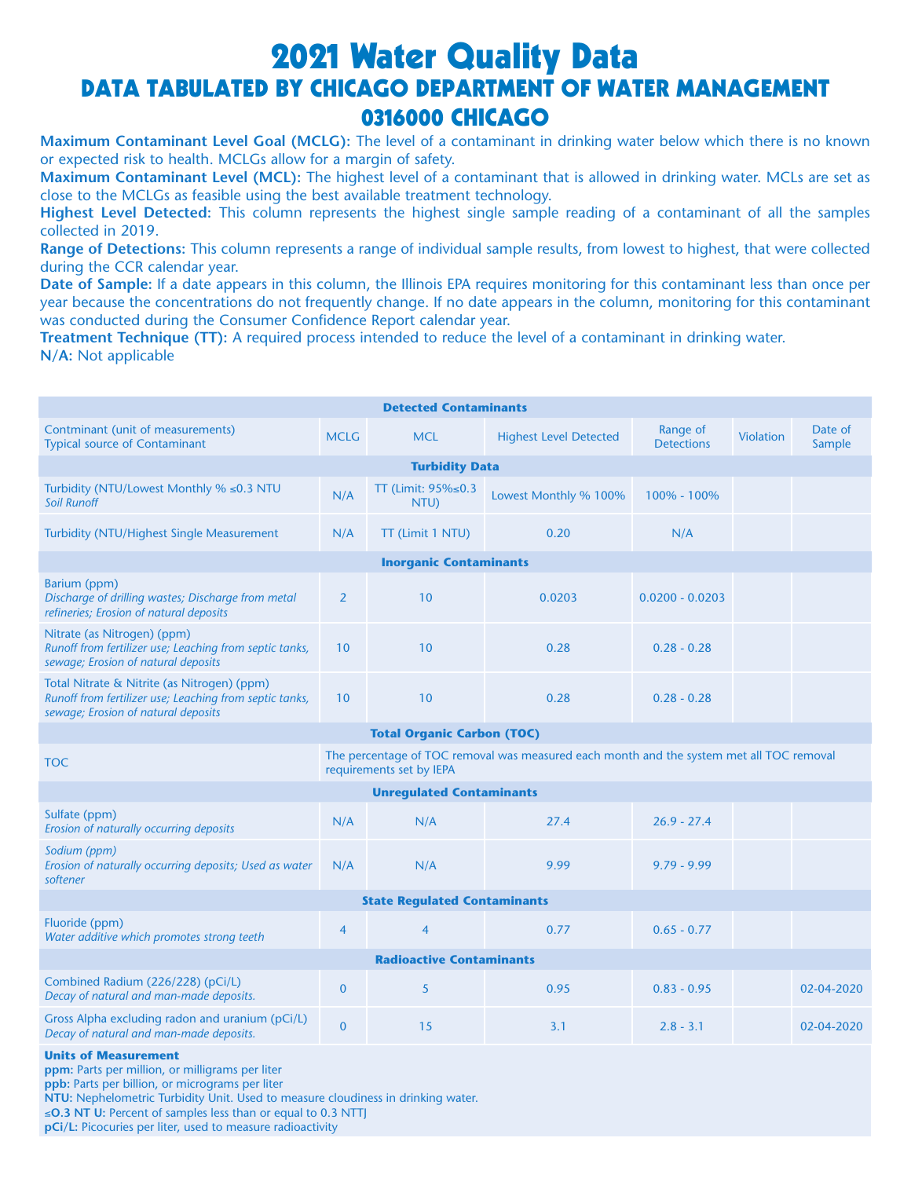# 2021 Water Quality Data

## DATA TABULATED BY CHICAGO DEPARTMENT OF WATER MANAGEMENT

## 0316000 CHICAGO

**Maximum Contaminant Level Goal (MCLG):** The level of a contaminant in drinking water below which there is no known or expected risk to health. MCLGs allow for a margin of safety.

**Maximum Contaminant Level (MCL):** The highest level of a contaminant that is allowed in drinking water. MCLs are set as close to the MCLGs as feasible using the best available treatment technology.

**Highest Level Detected:** This column represents the highest single sample reading of a contaminant of all the samples collected in 2019.

**Range of Detections:** This column represents a range of individual sample results, from lowest to highest, that were collected during the CCR calendar year.

**Date of Sample:** If a date appears in this column, the Illinois EPA requires monitoring for this contaminant less than once per year because the concentrations do not frequently change. If no date appears in the column, monitoring for this contaminant was conducted during the Consumer Confidence Report calendar year.

**Treatment Technique (TT):** A required process intended to reduce the level of a contaminant in drinking water.

**N/A:** Not applicable

| **Detected Contaminants** | | | | | | |
|---|---|---|---|---|---|---|
| Contminant (unit of measurements)<br>Typical source of Contaminant | MCLG | MCL | Highest Level Detected | Range of Detections | Violation | Date of Sample |
| **Turbidity Data** | | | | | | |
| Turbidity (NTU/Lowest Monthly % ≤0.3 NTU<br>*Soil Runoff* | N/A | TT (Limit: 95%≤0.3 NTU) | Lowest Monthly % 100% | 100% - 100% | | |
| Turbidity (NTU/Highest Single Measurement | N/A | TT (Limit 1 NTU) | 0.20 | N/A | | |
| **Inorganic Contaminants** | | | | | | |
| Barium (ppm)<br>*Discharge of drilling wastes; Discharge from metal refineries; Erosion of natural deposits* | 2 | 10 | 0.0203 | 0.0200 - 0.0203 | | |
| Nitrate (as Nitrogen) (ppm)<br>*Runoff from fertilizer use; Leaching from septic tanks, sewage; Erosion of natural deposits* | 10 | 10 | 0.28 | 0.28 - 0.28 | | |
| Total Nitrate & Nitrite (as Nitrogen) (ppm)<br>*Runoff from fertilizer use; Leaching from septic tanks, sewage; Erosion of natural deposits* | 10 | 10 | 0.28 | 0.28 - 0.28 | | |
| **Total Organic Carbon (TOC)** | | | | | | |
| TOC | The percentage of TOC removal was measured each month and the system met all TOC removal requirements set by IEPA | | | | | |
| **Unregulated Contaminants** | | | | | | |
| Sulfate (ppm)<br>*Erosion of naturally occurring deposits* | N/A | N/A | 27.4 | 26.9 - 27.4 | | |
| Sodium (ppm)<br>*Erosion of naturally occurring deposits; Used as water softener* | N/A | N/A | 9.99 | 9.79 - 9.99 | | |
| **State Regulated Contaminants** | | | | | | |
| Fluoride (ppm)<br>*Water additive which promotes strong teeth* | 4 | 4 | 0.77 | 0.65 - 0.77 | | |
| **Radioactive Contaminants** | | | | | | |
| Combined Radium (226/228) (pCi/L)<br>*Decay of natural and man-made deposits.* | 0 | 5 | 0.95 | 0.83 - 0.95 | | 02-04-2020 |
| Gross Alpha excluding radon and uranium (pCi/L)<br>*Decay of natural and man-made deposits.* | 0 | 15 | 3.1 | 2.8 - 3.1 | | 02-04-2020 |

**Units of Measurement**

**ppm:** Parts per million, or milligrams per liter

**ppb:** Parts per billion, or micrograms per liter

**NTU:** Nephelometric Turbidity Unit. Used to measure cloudiness in drinking water.

**≤O.3 NT U:** Percent of samples less than or equal to 0.3 NTTJ

**pCi/L:** Picocuries per liter, used to measure radioactivity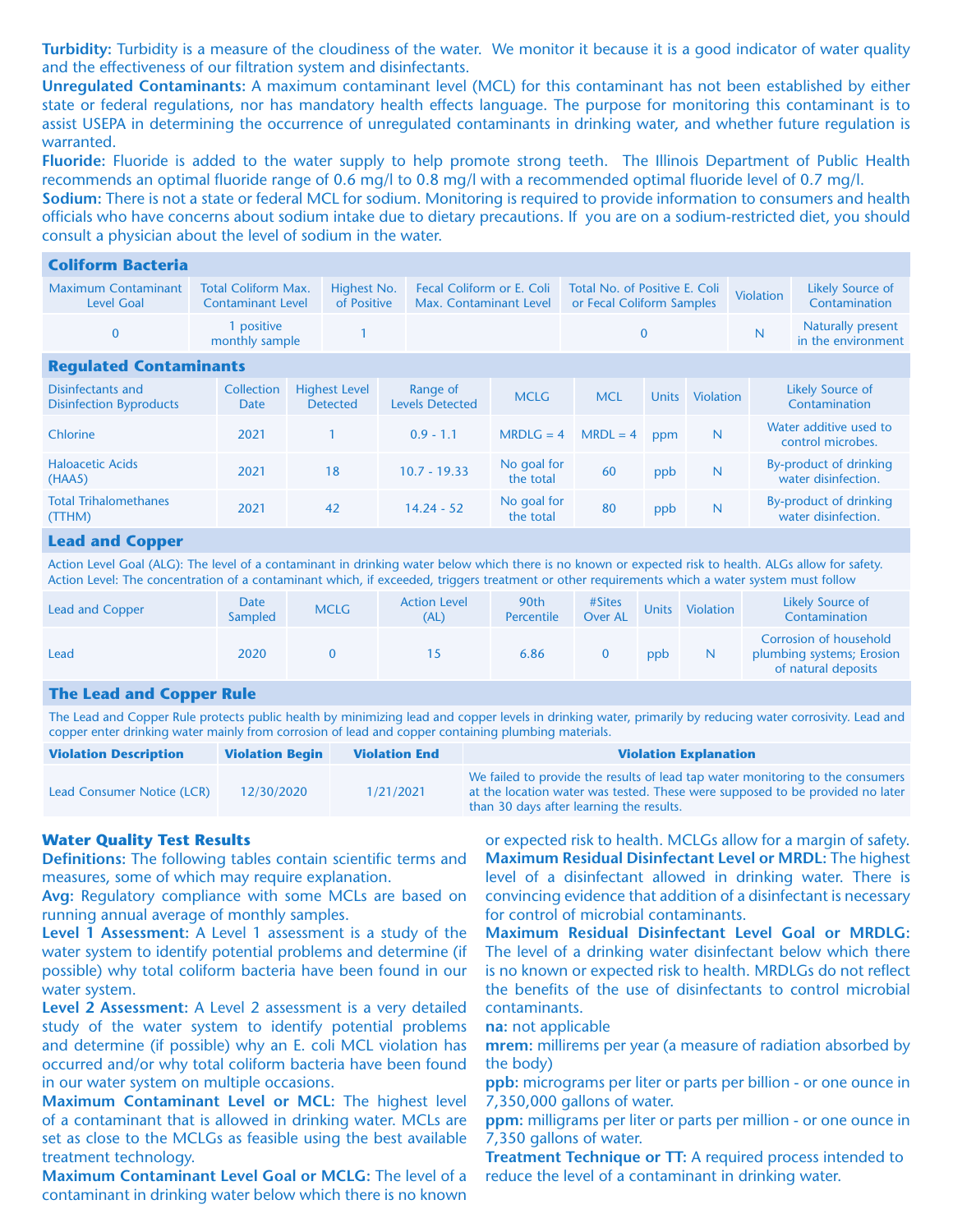**Turbidity:** Turbidity is a measure of the cloudiness of the water. We monitor it because it is a good indicator of water quality and the effectiveness of our filtration system and disinfectants.

**Unregulated Contaminants:** A maximum contaminant level (MCL) for this contaminant has not been established by either state or federal regulations, nor has mandatory health effects language. The purpose for monitoring this contaminant is to assist USEPA in determining the occurrence of unregulated contaminants in drinking water, and whether future regulation is warranted.

**Fluoride:** Fluoride is added to the water supply to help promote strong teeth. The Illinois Department of Public Health recommends an optimal fluoride range of 0.6 mg/l to 0.8 mg/l with a recommended optimal fluoride level of 0.7 mg/l.

**Sodium:** There is not a state or federal MCL for sodium. Monitoring is required to provide information to consumers and health officials who have concerns about sodium intake due to dietary precautions. If you are on a sodium-restricted diet, you should consult a physician about the level of sodium in the water.

## Coliform Bacteria

| Maximum Contaminant Level Goal | Total Coliform Max. Contaminant Level | Highest No. of Positive | Fecal Coliform or E. Coli Max. Contaminant Level | Total No. of Positive E. Coli or Fecal Coliform Samples | Violation | Likely Source of Contamination |
|---|---|---|---|---|---|---|
| 0 | 1 positive monthly sample | 1 | | 0 | N | Naturally present in the environment |

## Regulated Contaminants

| Disinfectants and Disinfection Byproducts | Collection Date | Highest Level Detected | Range of Levels Detected | MCLG | MCL | Units | Violation | Likely Source of Contamination |
|---|---|---|---|---|---|---|---|---|
| Chlorine | 2021 | 1 | 0.9 - 1.1 | MRDLG = 4 | MRDL = 4 | ppm | N | Water additive used to control microbes. |
| Haloacetic Acids (HAA5) | 2021 | 18 | 10.7 - 19.33 | No goal for the total | 60 | ppb | N | By-product of drinking water disinfection. |
| Total Trihalomethanes (TTHM) | 2021 | 42 | 14.24 - 52 | No goal for the total | 80 | ppb | N | By-product of drinking water disinfection. |

## Lead and Copper

Action Level Goal (ALG): The level of a contaminant in drinking water below which there is no known or expected risk to health. ALGs allow for safety.
Action Level: The concentration of a contaminant which, if exceeded, triggers treatment or other requirements which a water system must follow

| Lead and Copper | Date Sampled | MCLG | Action Level (AL) | 90th Percentile | #Sites Over AL | Units | Violation | Likely Source of Contamination |
|---|---|---|---|---|---|---|---|---|
| Lead | 2020 | 0 | 15 | 6.86 | 0 | ppb | N | Corrosion of household plumbing systems; Erosion of natural deposits |

## The Lead and Copper Rule

The Lead and Copper Rule protects public health by minimizing lead and copper levels in drinking water, primarily by reducing water corrosivity. Lead and copper enter drinking water mainly from corrosion of lead and copper containing plumbing materials.

| Violation Description | Violation Begin | Violation End | Violation Explanation |
|---|---|---|---|
| Lead Consumer Notice (LCR) | 12/30/2020 | 1/21/2021 | We failed to provide the results of lead tap water monitoring to the consumers at the location water was tested. These were supposed to be provided no later than 30 days after learning the results. |

## Water Quality Test Results

**Definitions:** The following tables contain scientific terms and measures, some of which may require explanation.

**Avg:** Regulatory compliance with some MCLs are based on running annual average of monthly samples.

**Level 1 Assessment:** A Level 1 assessment is a study of the water system to identify potential problems and determine (if possible) why total coliform bacteria have been found in our water system.

**Level 2 Assessment:** A Level 2 assessment is a very detailed study of the water system to identify potential problems and determine (if possible) why an E. coli MCL violation has occurred and/or why total coliform bacteria have been found in our water system on multiple occasions.

**Maximum Contaminant Level or MCL:** The highest level of a contaminant that is allowed in drinking water. MCLs are set as close to the MCLGs as feasible using the best available treatment technology.

**Maximum Contaminant Level Goal or MCLG:** The level of a contaminant in drinking water below which there is no known or expected risk to health. MCLGs allow for a margin of safety.

**Maximum Residual Disinfectant Level or MRDL:** The highest level of a disinfectant allowed in drinking water. There is convincing evidence that addition of a disinfectant is necessary for control of microbial contaminants.

**Maximum Residual Disinfectant Level Goal or MRDLG:** The level of a drinking water disinfectant below which there is no known or expected risk to health. MRDLGs do not reflect the benefits of the use of disinfectants to control microbial contaminants.

**na:** not applicable

**mrem:** millirems per year (a measure of radiation absorbed by the body)

**ppb:** micrograms per liter or parts per billion - or one ounce in 7,350,000 gallons of water.

**ppm:** milligrams per liter or parts per million - or one ounce in 7,350 gallons of water.

**Treatment Technique or TT:** A required process intended to reduce the level of a contaminant in drinking water.